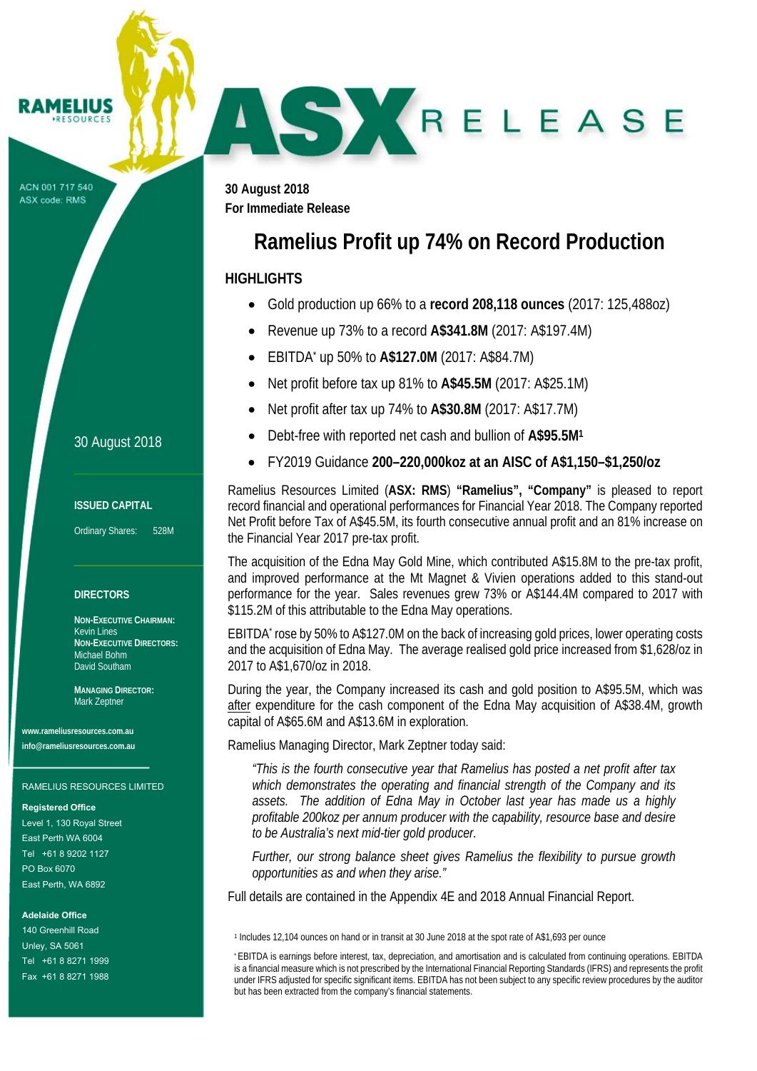RAMELIUS RESOURCES

ACN 001 717 540
ASX code: RMS

# ASX RELEASE

**30 August 2018**
**For Immediate Release**

# Ramelius Profit up 74% on Record Production

## HIGHLIGHTS

- Gold production up 66% to a **record 208,118 ounces** (2017: 125,488oz)
- Revenue up 73% to a record **A$341.8M** (2017: A$197.4M)
- EBITDA* up 50% to **A$127.0M** (2017: A$84.7M)
- Net profit before tax up 81% to **A$45.5M** (2017: A$25.1M)
- Net profit after tax up 74% to **A$30.8M** (2017: A$17.7M)
- Debt-free with reported net cash and bullion of **A$95.5M**[1]
- FY2019 Guidance **200–220,000koz at an AISC of A$1,150–$1,250/oz**

Ramelius Resources Limited (**ASX: RMS**) **"Ramelius", "Company"** is pleased to report record financial and operational performances for Financial Year 2018. The Company reported Net Profit before Tax of A$45.5M, its fourth consecutive annual profit and an 81% increase on the Financial Year 2017 pre-tax profit.

The acquisition of the Edna May Gold Mine, which contributed A$15.8M to the pre-tax profit, and improved performance at the Mt Magnet & Vivien operations added to this stand-out performance for the year. Sales revenues grew 73% or A$144.4M compared to 2017 with $115.2M of this attributable to the Edna May operations.

EBITDA* rose by 50% to A$127.0M on the back of increasing gold prices, lower operating costs and the acquisition of Edna May. The average realised gold price increased from $1,628/oz in 2017 to A$1,670/oz in 2018.

During the year, the Company increased its cash and gold position to A$95.5M, which was after expenditure for the cash component of the Edna May acquisition of A$38.4M, growth capital of A$65.6M and A$13.6M in exploration.

Ramelius Managing Director, Mark Zeptner today said:

> *"This is the fourth consecutive year that Ramelius has posted a net profit after tax which demonstrates the operating and financial strength of the Company and its assets. The addition of Edna May in October last year has made us a highly profitable 200koz per annum producer with the capability, resource base and desire to be Australia's next mid-tier gold producer.*
>
> *Further, our strong balance sheet gives Ramelius the flexibility to pursue growth opportunities as and when they arise."*

Full details are contained in the Appendix 4E and 2018 Annual Financial Report.

[1] Includes 12,104 ounces on hand or in transit at 30 June 2018 at the spot rate of A$1,693 per ounce

\* EBITDA is earnings before interest, tax, depreciation, and amortisation and is calculated from continuing operations. EBITDA is a financial measure which is not prescribed by the International Financial Reporting Standards (IFRS) and represents the profit under IFRS adjusted for specific significant items. EBITDA has not been subject to any specific review procedures by the auditor but has been extracted from the company's financial statements.

30 August 2018

**ISSUED CAPITAL**

Ordinary Shares: 528M

**DIRECTORS**

**NON-EXECUTIVE CHAIRMAN:**
Kevin Lines
**NON-EXECUTIVE DIRECTORS:**
Michael Bohm
David Southam

**MANAGING DIRECTOR:**
Mark Zeptner

**www.rameliusresources.com.au**
**info@rameliusresources.com.au**

RAMELIUS RESOURCES LIMITED

**Registered Office**
Level 1, 130 Royal Street
East Perth WA 6004
Tel +61 8 9202 1127
PO Box 6070
East Perth, WA 6892

**Adelaide Office**
140 Greenhill Road
Unley, SA 5061
Tel +61 8 8271 1999
Fax +61 8 8271 1988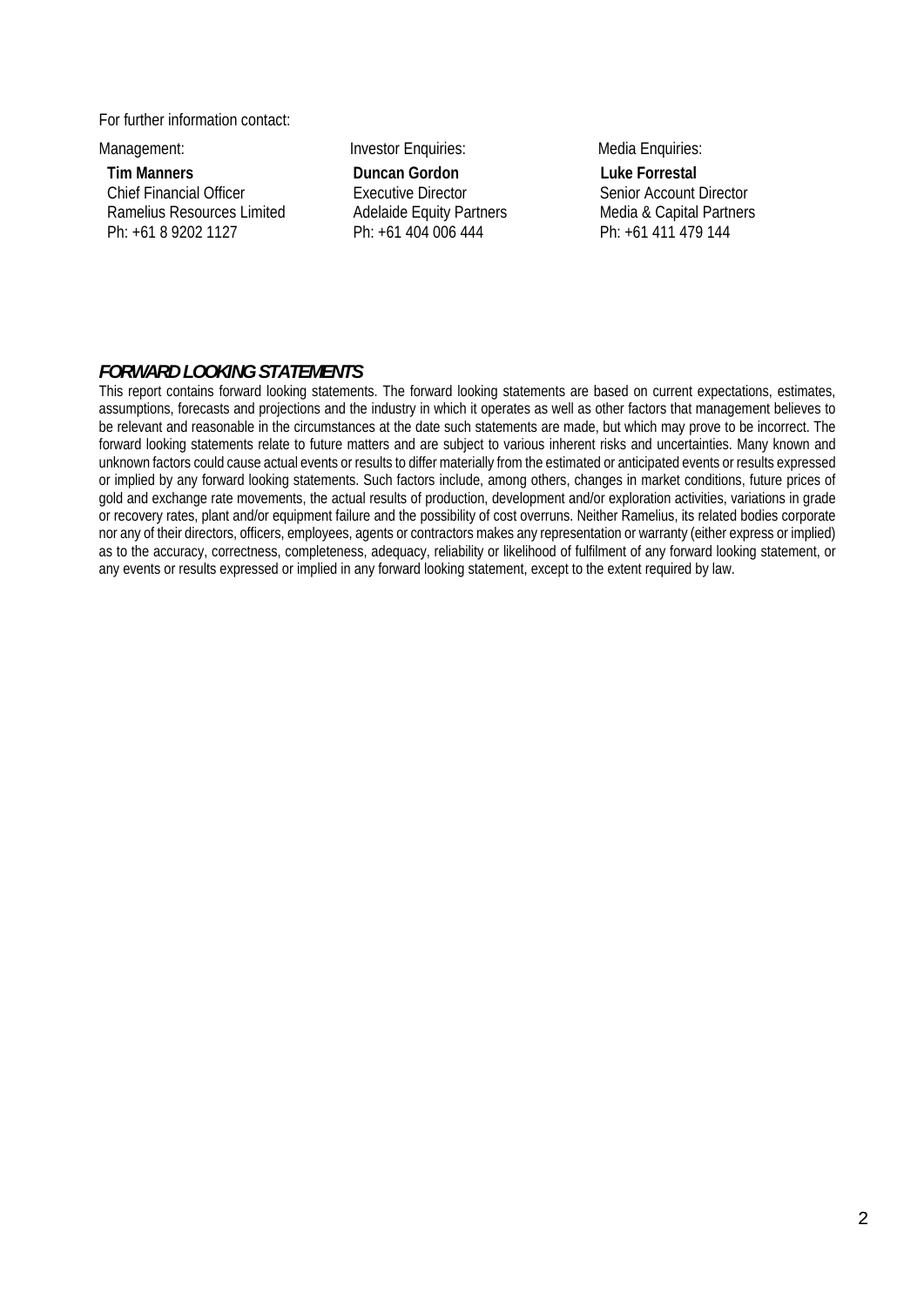For further information contact:

| Management: | Investor Enquiries: | Media Enquiries: |
|---|---|---|
| **Tim Manners** | **Duncan Gordon** | **Luke Forrestal** |
| Chief Financial Officer | Executive Director | Senior Account Director |
| Ramelius Resources Limited | Adelaide Equity Partners | Media & Capital Partners |
| Ph: +61 8 9202 1127 | Ph: +61 404 006 444 | Ph: +61 411 479 144 |

## *FORWARD LOOKING STATEMENTS*

This report contains forward looking statements. The forward looking statements are based on current expectations, estimates, assumptions, forecasts and projections and the industry in which it operates as well as other factors that management believes to be relevant and reasonable in the circumstances at the date such statements are made, but which may prove to be incorrect. The forward looking statements relate to future matters and are subject to various inherent risks and uncertainties. Many known and unknown factors could cause actual events or results to differ materially from the estimated or anticipated events or results expressed or implied by any forward looking statements. Such factors include, among others, changes in market conditions, future prices of gold and exchange rate movements, the actual results of production, development and/or exploration activities, variations in grade or recovery rates, plant and/or equipment failure and the possibility of cost overruns. Neither Ramelius, its related bodies corporate nor any of their directors, officers, employees, agents or contractors makes any representation or warranty (either express or implied) as to the accuracy, correctness, completeness, adequacy, reliability or likelihood of fulfilment of any forward looking statement, or any events or results expressed or implied in any forward looking statement, except to the extent required by law.